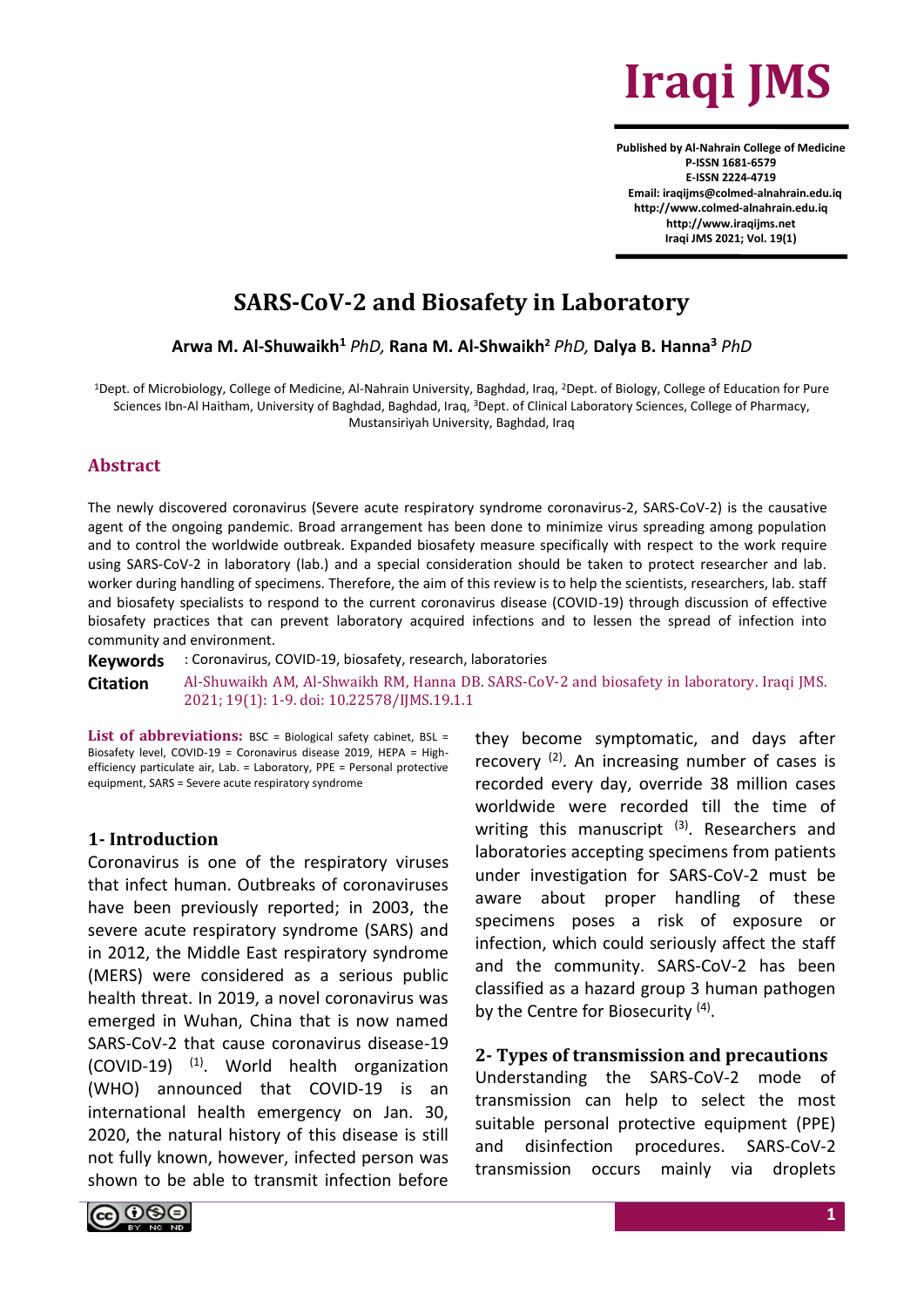# SARS-CoV-2 and Biosafety in Laboratory

**Arwa M. Al-Shuwaikh**[1] *PhD,* **Rana M. Al-Shwaikh**[2] *PhD,* **Dalya B. Hanna**[3] *PhD*

[1]Dept. of Microbiology, College of Medicine, Al-Nahrain University, Baghdad, Iraq, [2]Dept. of Biology, College of Education for Pure Sciences Ibn-Al Haitham, University of Baghdad, Baghdad, Iraq, [3]Dept. of Clinical Laboratory Sciences, College of Pharmacy, Mustansiriyah University, Baghdad, Iraq

## Abstract

The newly discovered coronavirus (Severe acute respiratory syndrome coronavirus-2, SARS-CoV-2) is the causative agent of the ongoing pandemic. Broad arrangement has been done to minimize virus spreading among population and to control the worldwide outbreak. Expanded biosafety measure specifically with respect to the work require using SARS-CoV-2 in laboratory (lab.) and a special consideration should be taken to protect researcher and lab. worker during handling of specimens. Therefore, the aim of this review is to help the scientists, researchers, lab. staff and biosafety specialists to respond to the current coronavirus disease (COVID-19) through discussion of effective biosafety practices that can prevent laboratory acquired infections and to lessen the spread of infection into community and environment.

**Keywords** : Coronavirus, COVID-19, biosafety, research, laboratories

**Citation** Al-Shuwaikh AM, Al-Shwaikh RM, Hanna DB. SARS-CoV-2 and biosafety in laboratory. Iraqi JMS. 2021; 19(1): 1-9. doi: 10.22578/IJMS.19.1.1

**List of abbreviations:** BSC = Biological safety cabinet, BSL = Biosafety level, COVID-19 = Coronavirus disease 2019, HEPA = High-efficiency particulate air, Lab. = Laboratory, PPE = Personal protective equipment, SARS = Severe acute respiratory syndrome

## 1- Introduction

Coronavirus is one of the respiratory viruses that infect human. Outbreaks of coronaviruses have been previously reported; in 2003, the severe acute respiratory syndrome (SARS) and in 2012, the Middle East respiratory syndrome (MERS) were considered as a serious public health threat. In 2019, a novel coronavirus was emerged in Wuhan, China that is now named SARS-CoV-2 that cause coronavirus disease-19 (COVID-19) [1]. World health organization (WHO) announced that COVID-19 is an international health emergency on Jan. 30, 2020, the natural history of this disease is still not fully known, however, infected person was shown to be able to transmit infection before they become symptomatic, and days after recovery [2]. An increasing number of cases is recorded every day, override 38 million cases worldwide were recorded till the time of writing this manuscript [3]. Researchers and laboratories accepting specimens from patients under investigation for SARS-CoV-2 must be aware about proper handling of these specimens poses a risk of exposure or infection, which could seriously affect the staff and the community. SARS-CoV-2 has been classified as a hazard group 3 human pathogen by the Centre for Biosecurity [4].

## 2- Types of transmission and precautions

Understanding the SARS-CoV-2 mode of transmission can help to select the most suitable personal protective equipment (PPE) and disinfection procedures. SARS-CoV-2 transmission occurs mainly via droplets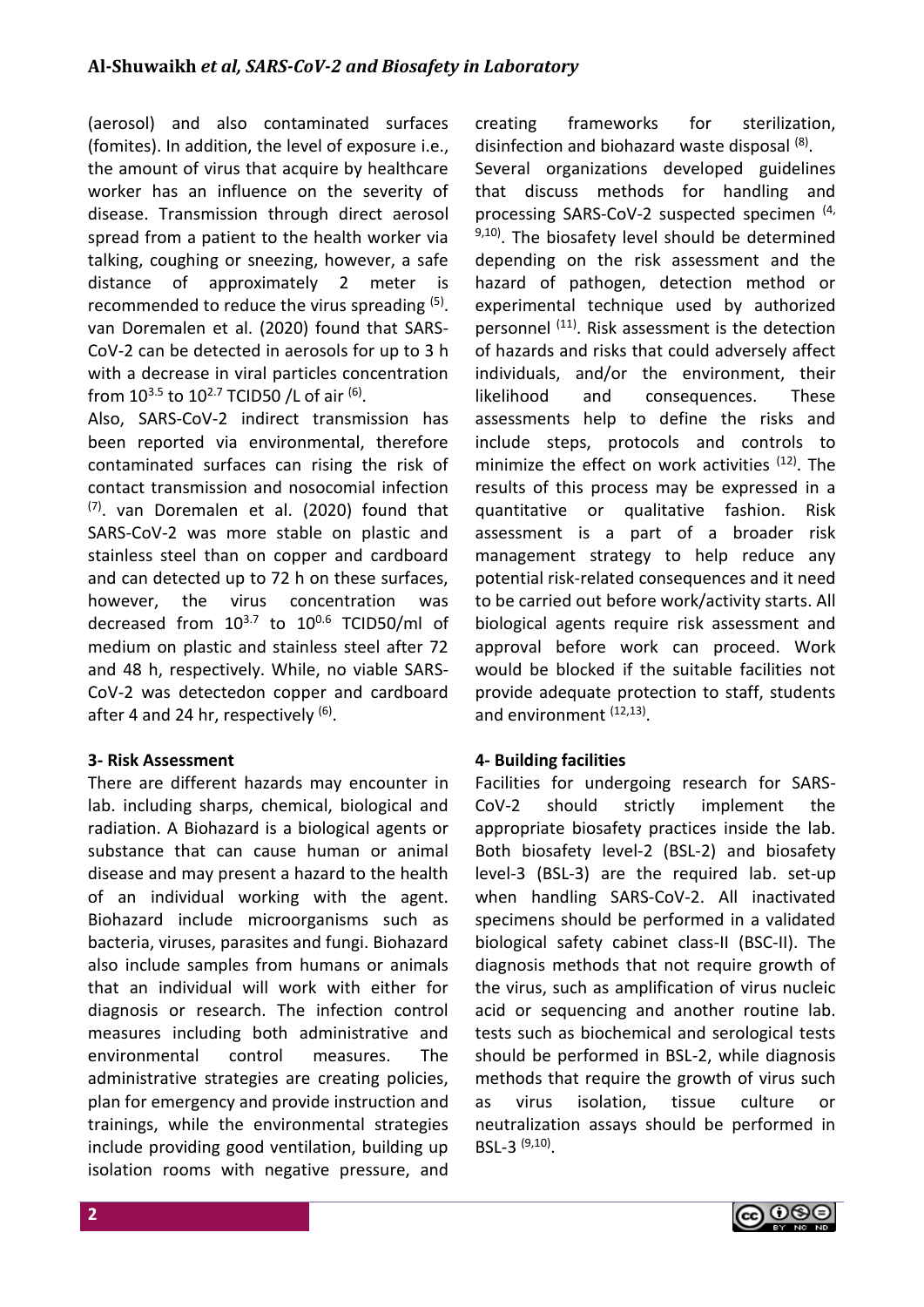(aerosol) and also contaminated surfaces (fomites). In addition, the level of exposure i.e., the amount of virus that acquire by healthcare worker has an influence on the severity of disease. Transmission through direct aerosol spread from a patient to the health worker via talking, coughing or sneezing, however, a safe distance of approximately 2 meter is recommended to reduce the virus spreading [5]. van Doremalen et al. (2020) found that SARS-CoV-2 can be detected in aerosols for up to 3 h with a decrease in viral particles concentration from $10^{3.5}$ to $10^{2.7}$ TCID50 /L of air [6].

Also, SARS-CoV-2 indirect transmission has been reported via environmental, therefore contaminated surfaces can rising the risk of contact transmission and nosocomial infection [7]. van Doremalen et al. (2020) found that SARS-CoV-2 was more stable on plastic and stainless steel than on copper and cardboard and can detected up to 72 h on these surfaces, however, the virus concentration was decreased from $10^{3.7}$ to $10^{0.6}$ TCID50/ml of medium on plastic and stainless steel after 72 and 48 h, respectively. While, no viable SARS-CoV-2 was detectedon copper and cardboard after 4 and 24 hr, respectively [6].

## 3- Risk Assessment

There are different hazards may encounter in lab. including sharps, chemical, biological and radiation. A Biohazard is a biological agents or substance that can cause human or animal disease and may present a hazard to the health of an individual working with the agent. Biohazard include microorganisms such as bacteria, viruses, parasites and fungi. Biohazard also include samples from humans or animals that an individual will work with either for diagnosis or research. The infection control measures including both administrative and environmental control measures. The administrative strategies are creating policies, plan for emergency and provide instruction and trainings, while the environmental strategies include providing good ventilation, building up isolation rooms with negative pressure, and creating frameworks for sterilization, disinfection and biohazard waste disposal [8].

Several organizations developed guidelines that discuss methods for handling and processing SARS-CoV-2 suspected specimen [4, 9,10]. The biosafety level should be determined depending on the risk assessment and the hazard of pathogen, detection method or experimental technique used by authorized personnel [11]. Risk assessment is the detection of hazards and risks that could adversely affect individuals, and/or the environment, their likelihood and consequences. These assessments help to define the risks and include steps, protocols and controls to minimize the effect on work activities [12]. The results of this process may be expressed in a quantitative or qualitative fashion. Risk assessment is a part of a broader risk management strategy to help reduce any potential risk-related consequences and it need to be carried out before work/activity starts. All biological agents require risk assessment and approval before work can proceed. Work would be blocked if the suitable facilities not provide adequate protection to staff, students and environment [12,13].

## 4- Building facilities

Facilities for undergoing research for SARS-CoV-2 should strictly implement the appropriate biosafety practices inside the lab. Both biosafety level-2 (BSL-2) and biosafety level-3 (BSL-3) are the required lab. set-up when handling SARS-CoV-2. All inactivated specimens should be performed in a validated biological safety cabinet class-II (BSC-II). The diagnosis methods that not require growth of the virus, such as amplification of virus nucleic acid or sequencing and another routine lab. tests such as biochemical and serological tests should be performed in BSL-2, while diagnosis methods that require the growth of virus such as virus isolation, tissue culture or neutralization assays should be performed in BSL-3 [9,10].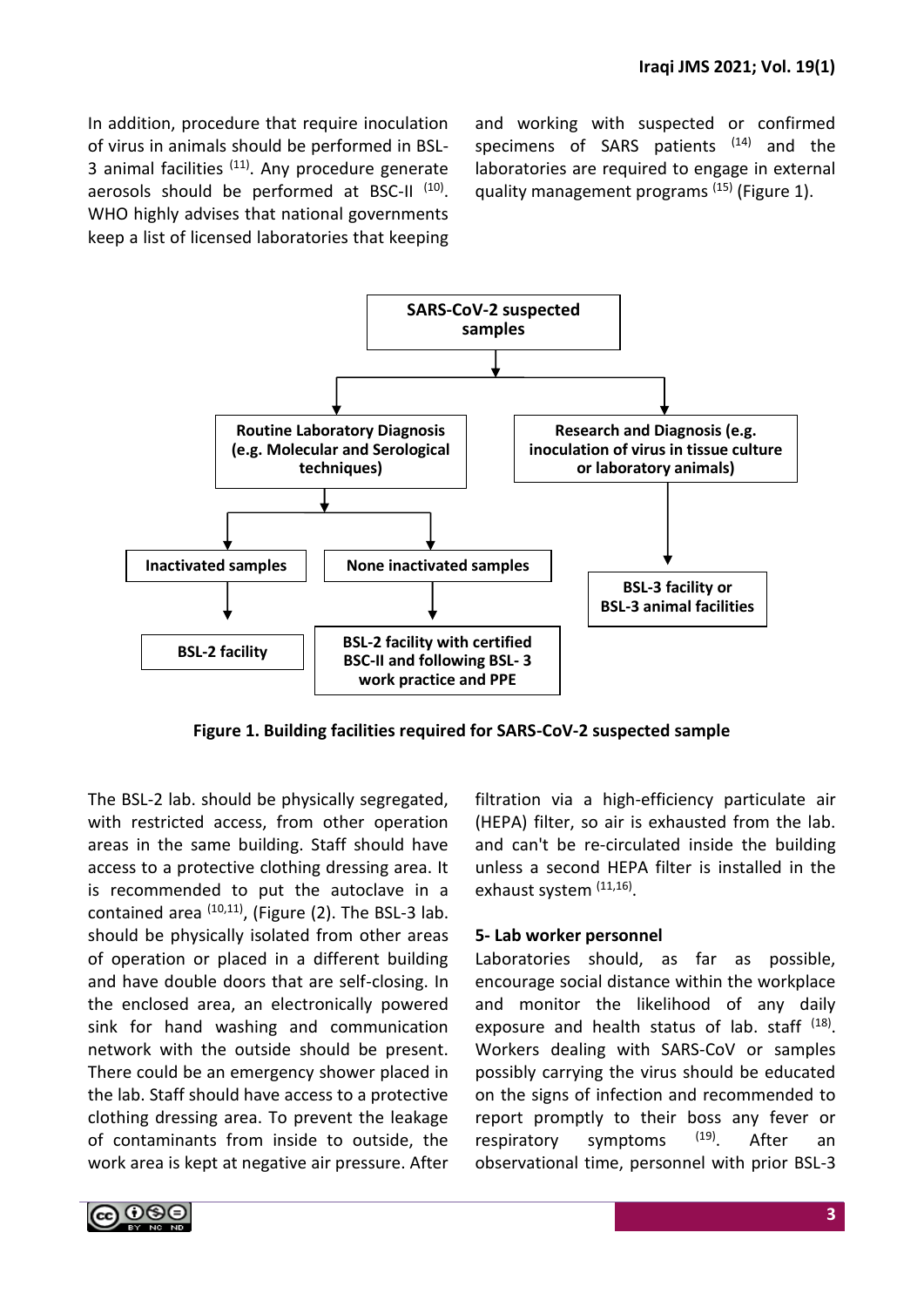In addition, procedure that require inoculation of virus in animals should be performed in BSL-3 animal facilities [11]. Any procedure generate aerosols should be performed at BSC-II [10]. WHO highly advises that national governments keep a list of licensed laboratories that keeping and working with suspected or confirmed specimens of SARS patients [14] and the laboratories are required to engage in external quality management programs [15] (Figure 1).

- **SARS-CoV-2 suspected samples**
  - **Routine Laboratory Diagnosis (e.g. Molecular and Serological techniques)**
    - **Inactivated samples** → **BSL-2 facility**
    - **None inactivated samples** → **BSL-2 facility with certified BSC-II and following BSL- 3 work practice and PPE**
  - **Research and Diagnosis (e.g. inoculation of virus in tissue culture or laboratory animals)** → **BSL-3 facility or BSL-3 animal facilities**

**Figure 1. Building facilities required for SARS-CoV-2 suspected sample**

The BSL-2 lab. should be physically segregated, with restricted access, from other operation areas in the same building. Staff should have access to a protective clothing dressing area. It is recommended to put the autoclave in a contained area [10,11], (Figure (2). The BSL-3 lab. should be physically isolated from other areas of operation or placed in a different building and have double doors that are self-closing. In the enclosed area, an electronically powered sink for hand washing and communication network with the outside should be present. There could be an emergency shower placed in the lab. Staff should have access to a protective clothing dressing area. To prevent the leakage of contaminants from inside to outside, the work area is kept at negative air pressure. After filtration via a high-efficiency particulate air (HEPA) filter, so air is exhausted from the lab. and can't be re-circulated inside the building unless a second HEPA filter is installed in the exhaust system [11,16].

### 5- Lab worker personnel

Laboratories should, as far as possible, encourage social distance within the workplace and monitor the likelihood of any daily exposure and health status of lab. staff [18]. Workers dealing with SARS-CoV or samples possibly carrying the virus should be educated on the signs of infection and recommended to report promptly to their boss any fever or respiratory symptoms [19]. After an observational time, personnel with prior BSL-3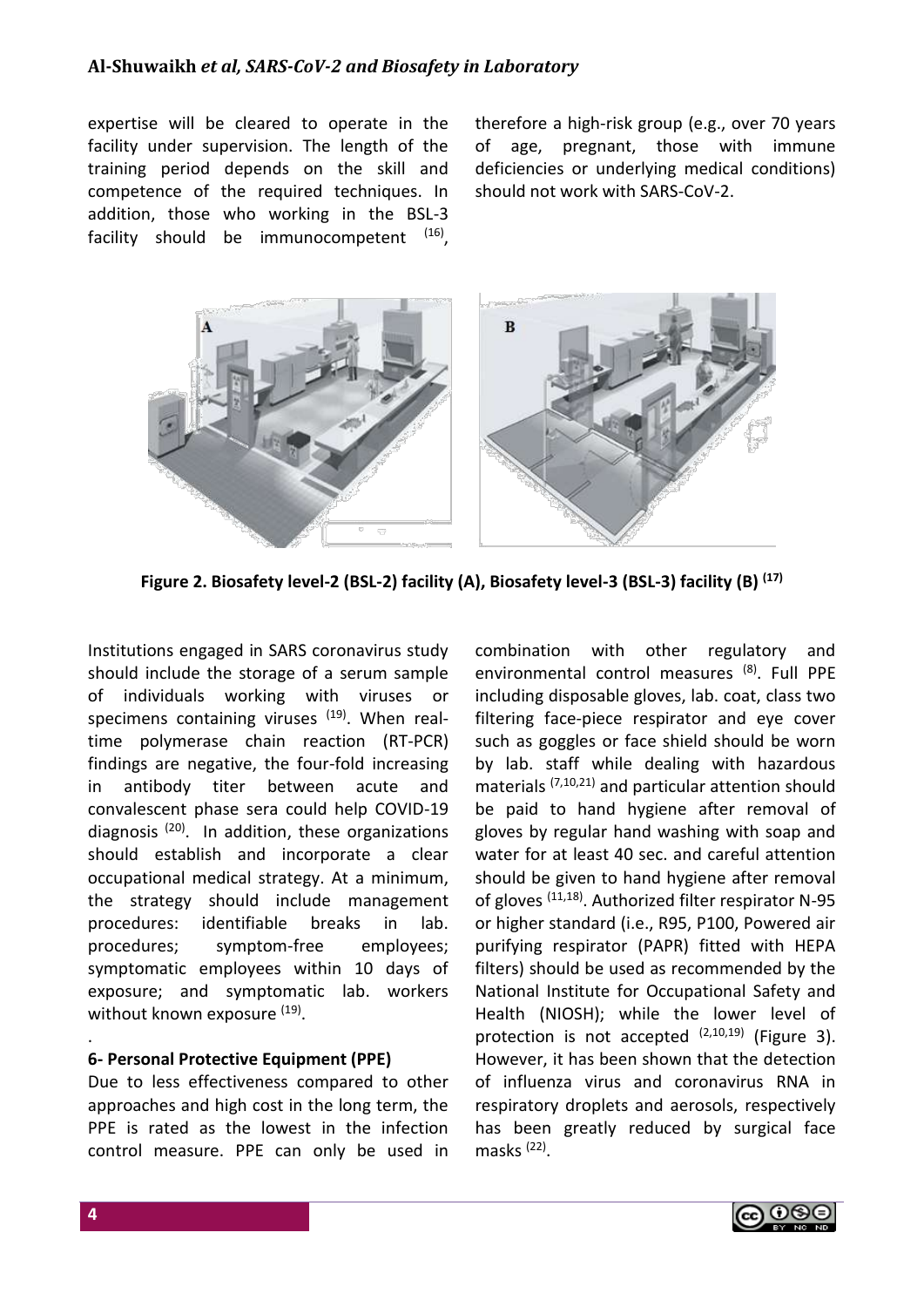expertise will be cleared to operate in the facility under supervision. The length of the training period depends on the skill and competence of the required techniques. In addition, those who working in the BSL-3 facility should be immunocompetent [16], therefore a high-risk group (e.g., over 70 years of age, pregnant, those with immune deficiencies or underlying medical conditions) should not work with SARS-CoV-2.

**Figure 2. Biosafety level-2 (BSL-2) facility (A), Biosafety level-3 (BSL-3) facility (B) [17]**

Institutions engaged in SARS coronavirus study should include the storage of a serum sample of individuals working with viruses or specimens containing viruses [19]. When real-time polymerase chain reaction (RT-PCR) findings are negative, the four-fold increasing in antibody titer between acute and convalescent phase sera could help COVID-19 diagnosis [20]. In addition, these organizations should establish and incorporate a clear occupational medical strategy. At a minimum, the strategy should include management procedures: identifiable breaks in lab. procedures; symptom-free employees; symptomatic employees within 10 days of exposure; and symptomatic lab. workers without known exposure [19].

.

**6- Personal Protective Equipment (PPE)**

Due to less effectiveness compared to other approaches and high cost in the long term, the PPE is rated as the lowest in the infection control measure. PPE can only be used in combination with other regulatory and environmental control measures [8]. Full PPE including disposable gloves, lab. coat, class two filtering face-piece respirator and eye cover such as goggles or face shield should be worn by lab. staff while dealing with hazardous materials [7,10,21] and particular attention should be paid to hand hygiene after removal of gloves by regular hand washing with soap and water for at least 40 sec. and careful attention should be given to hand hygiene after removal of gloves [11,18]. Authorized filter respirator N-95 or higher standard (i.e., R95, P100, Powered air purifying respirator (PAPR) fitted with HEPA filters) should be used as recommended by the National Institute for Occupational Safety and Health (NIOSH); while the lower level of protection is not accepted [2,10,19] (Figure 3). However, it has been shown that the detection of influenza virus and coronavirus RNA in respiratory droplets and aerosols, respectively has been greatly reduced by surgical face masks [22].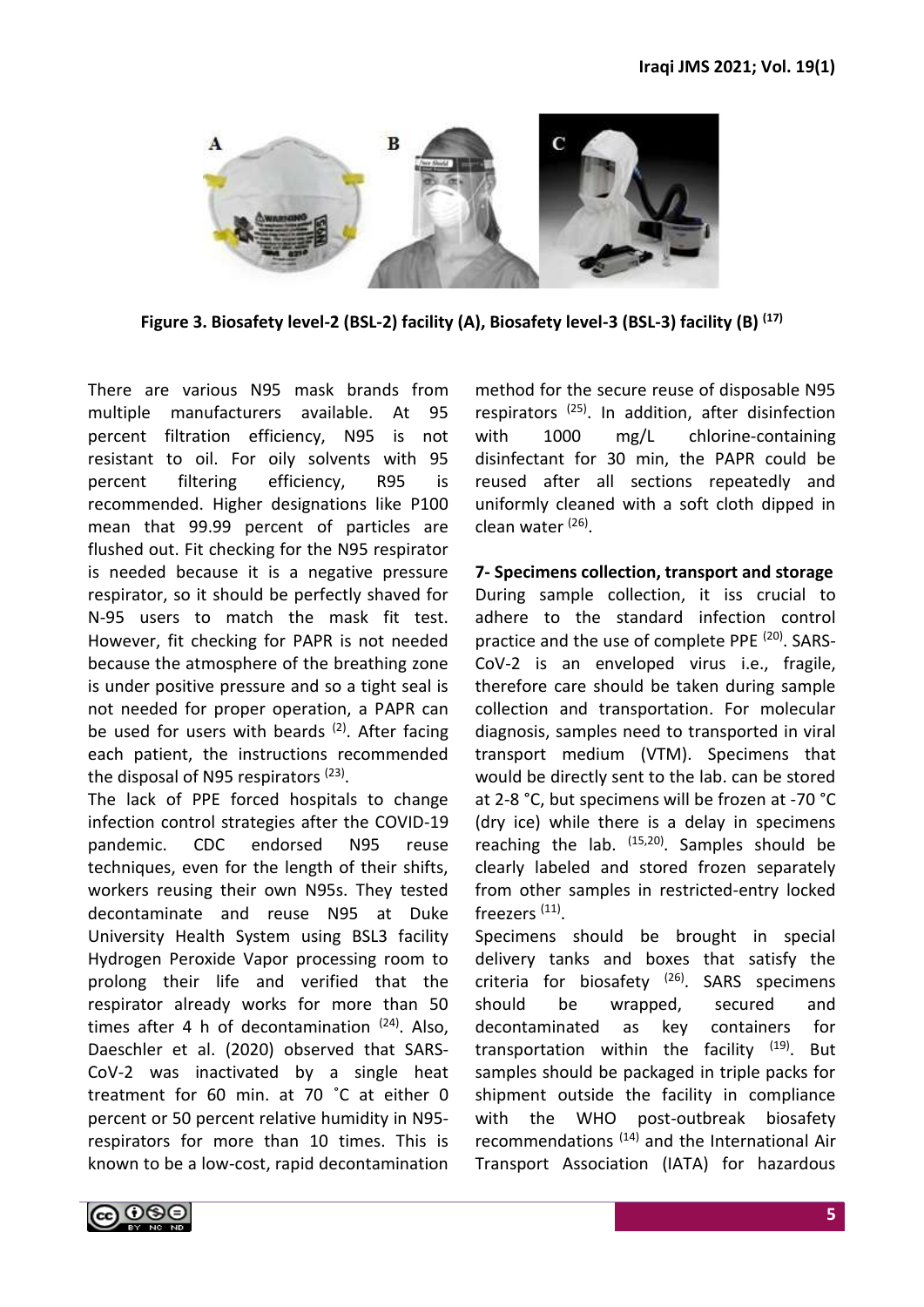**Figure 3. Biosafety level-2 (BSL-2) facility (A), Biosafety level-3 (BSL-3) facility (B) [17]**

There are various N95 mask brands from multiple manufacturers available. At 95 percent filtration efficiency, N95 is not resistant to oil. For oily solvents with 95 percent filtering efficiency, R95 is recommended. Higher designations like P100 mean that 99.99 percent of particles are flushed out. Fit checking for the N95 respirator is needed because it is a negative pressure respirator, so it should be perfectly shaved for N-95 users to match the mask fit test. However, fit checking for PAPR is not needed because the atmosphere of the breathing zone is under positive pressure and so a tight seal is not needed for proper operation, a PAPR can be used for users with beards [2]. After facing each patient, the instructions recommended the disposal of N95 respirators [23].

The lack of PPE forced hospitals to change infection control strategies after the COVID-19 pandemic. CDC endorsed N95 reuse techniques, even for the length of their shifts, workers reusing their own N95s. They tested decontaminate and reuse N95 at Duke University Health System using BSL3 facility Hydrogen Peroxide Vapor processing room to prolong their life and verified that the respirator already works for more than 50 times after 4 h of decontamination [24]. Also, Daeschler et al. (2020) observed that SARS-CoV-2 was inactivated by a single heat treatment for 60 min. at 70 ˚C at either 0 percent or 50 percent relative humidity in N95-respirators for more than 10 times. This is known to be a low-cost, rapid decontamination method for the secure reuse of disposable N95 respirators [25]. In addition, after disinfection with 1000 mg/L chlorine-containing disinfectant for 30 min, the PAPR could be reused after all sections repeatedly and uniformly cleaned with a soft cloth dipped in clean water [26].

**7- Specimens collection, transport and storage**

During sample collection, it iss crucial to adhere to the standard infection control practice and the use of complete PPE [20]. SARS-CoV-2 is an enveloped virus i.e., fragile, therefore care should be taken during sample collection and transportation. For molecular diagnosis, samples need to transported in viral transport medium (VTM). Specimens that would be directly sent to the lab. can be stored at 2-8 °C, but specimens will be frozen at -70 °C (dry ice) while there is a delay in specimens reaching the lab. [15,20]. Samples should be clearly labeled and stored frozen separately from other samples in restricted-entry locked freezers [11].

Specimens should be brought in special delivery tanks and boxes that satisfy the criteria for biosafety [26]. SARS specimens should be wrapped, secured and decontaminated as key containers for transportation within the facility [19]. But samples should be packaged in triple packs for shipment outside the facility in compliance with the WHO post-outbreak biosafety recommendations [14] and the International Air Transport Association (IATA) for hazardous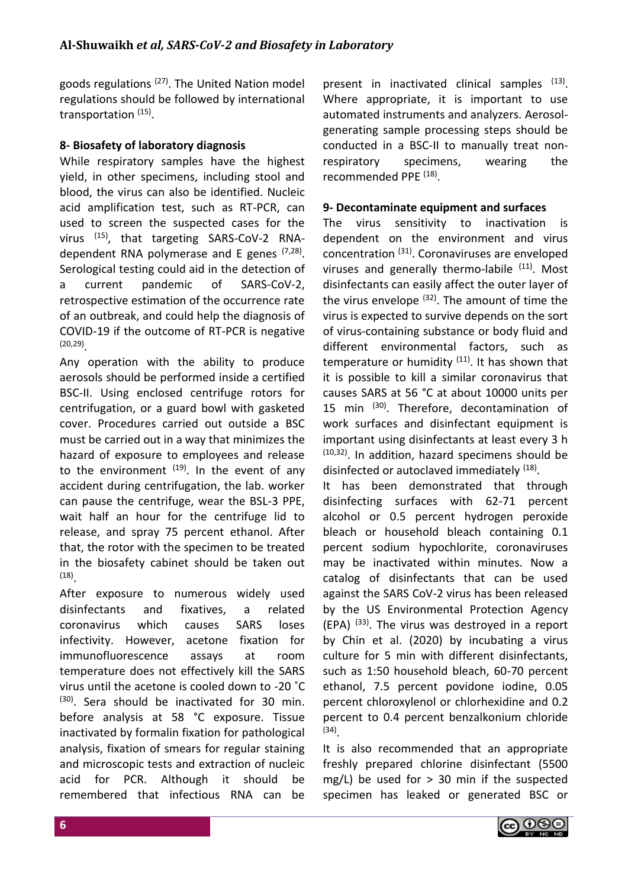goods regulations [27]. The United Nation model regulations should be followed by international transportation [15].

## 8- Biosafety of laboratory diagnosis

While respiratory samples have the highest yield, in other specimens, including stool and blood, the virus can also be identified. Nucleic acid amplification test, such as RT-PCR, can used to screen the suspected cases for the virus [15], that targeting SARS-CoV-2 RNA-dependent RNA polymerase and E genes [7,28]. Serological testing could aid in the detection of a current pandemic of SARS-CoV-2, retrospective estimation of the occurrence rate of an outbreak, and could help the diagnosis of COVID-19 if the outcome of RT-PCR is negative [20,29].

Any operation with the ability to produce aerosols should be performed inside a certified BSC-II. Using enclosed centrifuge rotors for centrifugation, or a guard bowl with gasketed cover. Procedures carried out outside a BSC must be carried out in a way that minimizes the hazard of exposure to employees and release to the environment [19]. In the event of any accident during centrifugation, the lab. worker can pause the centrifuge, wear the BSL-3 PPE, wait half an hour for the centrifuge lid to release, and spray 75 percent ethanol. After that, the rotor with the specimen to be treated in the biosafety cabinet should be taken out [18].

After exposure to numerous widely used disinfectants and fixatives, a related coronavirus which causes SARS loses infectivity. However, acetone fixation for immunofluorescence assays at room temperature does not effectively kill the SARS virus until the acetone is cooled down to -20 ˚C [30]. Sera should be inactivated for 30 min. before analysis at 58 °C exposure. Tissue inactivated by formalin fixation for pathological analysis, fixation of smears for regular staining and microscopic tests and extraction of nucleic acid for PCR. Although it should be remembered that infectious RNA can be present in inactivated clinical samples [13]. Where appropriate, it is important to use automated instruments and analyzers. Aerosol-generating sample processing steps should be conducted in a BSC-II to manually treat non-respiratory specimens, wearing the recommended PPE [18].

## 9- Decontaminate equipment and surfaces

The virus sensitivity to inactivation is dependent on the environment and virus concentration [31]. Coronaviruses are enveloped viruses and generally thermo-labile [11]. Most disinfectants can easily affect the outer layer of the virus envelope [32]. The amount of time the virus is expected to survive depends on the sort of virus-containing substance or body fluid and different environmental factors, such as temperature or humidity [11]. It has shown that it is possible to kill a similar coronavirus that causes SARS at 56 °C at about 10000 units per 15 min [30]. Therefore, decontamination of work surfaces and disinfectant equipment is important using disinfectants at least every 3 h [10,32]. In addition, hazard specimens should be disinfected or autoclaved immediately [18].

It has been demonstrated that through disinfecting surfaces with 62-71 percent alcohol or 0.5 percent hydrogen peroxide bleach or household bleach containing 0.1 percent sodium hypochlorite, coronaviruses may be inactivated within minutes. Now a catalog of disinfectants that can be used against the SARS CoV-2 virus has been released by the US Environmental Protection Agency (EPA) [33]. The virus was destroyed in a report by Chin et al. (2020) by incubating a virus culture for 5 min with different disinfectants, such as 1:50 household bleach, 60-70 percent ethanol, 7.5 percent povidone iodine, 0.05 percent chloroxylenol or chlorhexidine and 0.2 percent to 0.4 percent benzalkonium chloride [34].

It is also recommended that an appropriate freshly prepared chlorine disinfectant (5500 mg/L) be used for > 30 min if the suspected specimen has leaked or generated BSC or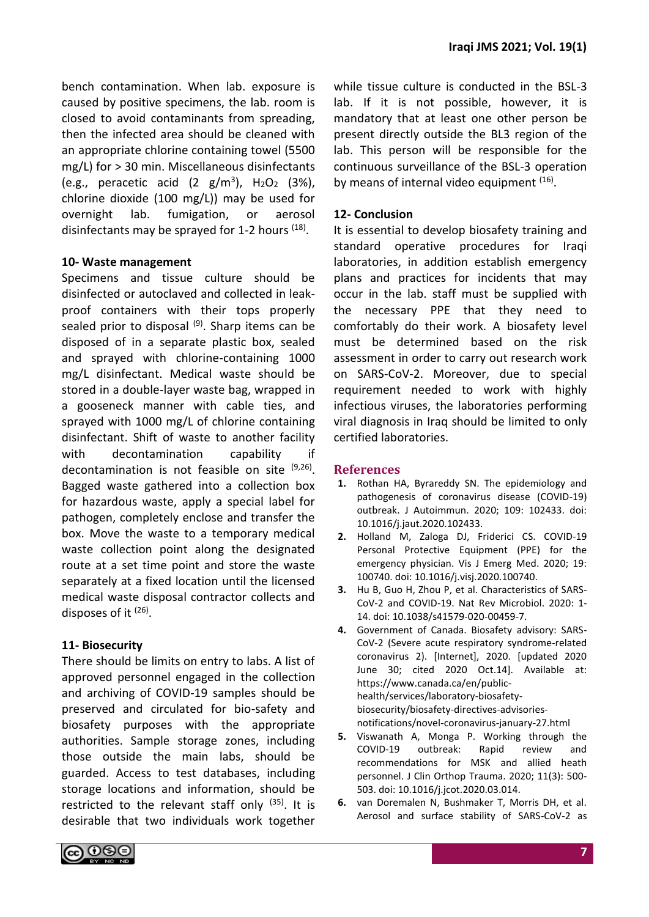bench contamination. When lab. exposure is caused by positive specimens, the lab. room is closed to avoid contaminants from spreading, then the infected area should be cleaned with an appropriate chlorine containing towel (5500 mg/L) for > 30 min. Miscellaneous disinfectants (e.g., peracetic acid (2 $g/m^3$), $H_2O_2$ (3%), chlorine dioxide (100 mg/L)) may be used for overnight lab. fumigation, or aerosol disinfectants may be sprayed for 1-2 hours [18].

## 10- Waste management

Specimens and tissue culture should be disinfected or autoclaved and collected in leak-proof containers with their tops properly sealed prior to disposal [9]. Sharp items can be disposed of in a separate plastic box, sealed and sprayed with chlorine-containing 1000 mg/L disinfectant. Medical waste should be stored in a double-layer waste bag, wrapped in a gooseneck manner with cable ties, and sprayed with 1000 mg/L of chlorine containing disinfectant. Shift of waste to another facility with decontamination capability if decontamination is not feasible on site [9,26]. Bagged waste gathered into a collection box for hazardous waste, apply a special label for pathogen, completely enclose and transfer the box. Move the waste to a temporary medical waste collection point along the designated route at a set time point and store the waste separately at a fixed location until the licensed medical waste disposal contractor collects and disposes of it [26].

## 11- Biosecurity

There should be limits on entry to labs. A list of approved personnel engaged in the collection and archiving of COVID-19 samples should be preserved and circulated for bio-safety and biosafety purposes with the appropriate authorities. Sample storage zones, including those outside the main labs, should be guarded. Access to test databases, including storage locations and information, should be restricted to the relevant staff only [35]. It is desirable that two individuals work together while tissue culture is conducted in the BSL-3 lab. If it is not possible, however, it is mandatory that at least one other person be present directly outside the BL3 region of the lab. This person will be responsible for the continuous surveillance of the BSL-3 operation by means of internal video equipment [16].

## 12- Conclusion

It is essential to develop biosafety training and standard operative procedures for Iraqi laboratories, in addition establish emergency plans and practices for incidents that may occur in the lab. staff must be supplied with the necessary PPE that they need to comfortably do their work. A biosafety level must be determined based on the risk assessment in order to carry out research work on SARS-CoV-2. Moreover, due to special requirement needed to work with highly infectious viruses, the laboratories performing viral diagnosis in Iraq should be limited to only certified laboratories.

## References

1. Rothan HA, Byrareddy SN. The epidemiology and pathogenesis of coronavirus disease (COVID-19) outbreak. J Autoimmun. 2020; 109: 102433. doi: 10.1016/j.jaut.2020.102433.
2. Holland M, Zaloga DJ, Friderici CS. COVID-19 Personal Protective Equipment (PPE) for the emergency physician. Vis J Emerg Med. 2020; 19: 100740. doi: 10.1016/j.visj.2020.100740.
3. Hu B, Guo H, Zhou P, et al. Characteristics of SARS-CoV-2 and COVID-19. Nat Rev Microbiol. 2020: 1-14. doi: 10.1038/s41579-020-00459-7.
4. Government of Canada. Biosafety advisory: SARS-CoV-2 (Severe acute respiratory syndrome-related coronavirus 2). [Internet], 2020. [updated 2020 June 30; cited 2020 Oct.14]. Available at: https://www.canada.ca/en/public-health/services/laboratory-biosafety-biosecurity/biosafety-directives-advisories-notifications/novel-coronavirus-january-27.html
5. Viswanath A, Monga P. Working through the COVID-19 outbreak: Rapid review and recommendations for MSK and allied heath personnel. J Clin Orthop Trauma. 2020; 11(3): 500-503. doi: 10.1016/j.jcot.2020.03.014.
6. van Doremalen N, Bushmaker T, Morris DH, et al. Aerosol and surface stability of SARS-CoV-2 as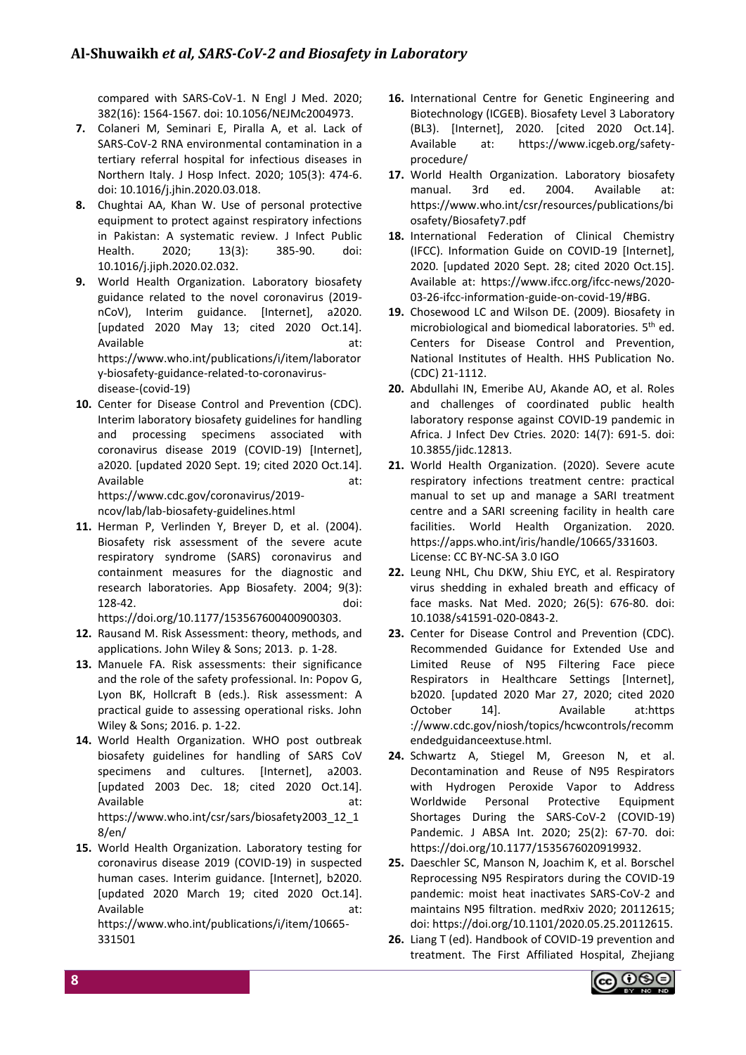compared with SARS-CoV-1. N Engl J Med. 2020; 382(16): 1564-1567. doi: 10.1056/NEJMc2004973.

7. Colaneri M, Seminari E, Piralla A, et al. Lack of SARS-CoV-2 RNA environmental contamination in a tertiary referral hospital for infectious diseases in Northern Italy. J Hosp Infect. 2020; 105(3): 474-6. doi: 10.1016/j.jhin.2020.03.018.
8. Chughtai AA, Khan W. Use of personal protective equipment to protect against respiratory infections in Pakistan: A systematic review. J Infect Public Health. 2020; 13(3): 385-90. doi: 10.1016/j.jiph.2020.02.032.
9. World Health Organization. Laboratory biosafety guidance related to the novel coronavirus (2019-nCoV), Interim guidance. [Internet], a2020. [updated 2020 May 13; cited 2020 Oct.14]. Available at: https://www.who.int/publications/i/item/laboratory-biosafety-guidance-related-to-coronavirus-disease-(covid-19)
10. Center for Disease Control and Prevention (CDC). Interim laboratory biosafety guidelines for handling and processing specimens associated with coronavirus disease 2019 (COVID-19) [Internet], a2020. [updated 2020 Sept. 19; cited 2020 Oct.14]. Available at: https://www.cdc.gov/coronavirus/2019-ncov/lab/lab-biosafety-guidelines.html
11. Herman P, Verlinden Y, Breyer D, et al. (2004). Biosafety risk assessment of the severe acute respiratory syndrome (SARS) coronavirus and containment measures for the diagnostic and research laboratories. App Biosafety. 2004; 9(3): 128-42. doi: https://doi.org/10.1177/153567600400900303.
12. Rausand M. Risk Assessment: theory, methods, and applications. John Wiley & Sons; 2013. p. 1-28.
13. Manuele FA. Risk assessments: their significance and the role of the safety professional. In: Popov G, Lyon BK, Hollcraft B (eds.). Risk assessment: A practical guide to assessing operational risks. John Wiley & Sons; 2016. p. 1-22.
14. World Health Organization. WHO post outbreak biosafety guidelines for handling of SARS CoV specimens and cultures. [Internet], a2003. [updated 2003 Dec. 18; cited 2020 Oct.14]. Available at: https://www.who.int/csr/sars/biosafety2003_12_18/en/
15. World Health Organization. Laboratory testing for coronavirus disease 2019 (COVID-19) in suspected human cases. Interim guidance. [Internet], b2020. [updated 2020 March 19; cited 2020 Oct.14]. Available at: https://www.who.int/publications/i/item/10665-331501
16. International Centre for Genetic Engineering and Biotechnology (ICGEB). Biosafety Level 3 Laboratory (BL3). [Internet], 2020. [cited 2020 Oct.14]. Available at: https://www.icgeb.org/safety-procedure/
17. World Health Organization. Laboratory biosafety manual. 3rd ed. 2004. Available at: https://www.who.int/csr/resources/publications/biosafety/Biosafety7.pdf
18. International Federation of Clinical Chemistry (IFCC). Information Guide on COVID-19 [Internet], 2020. [updated 2020 Sept. 28; cited 2020 Oct.15]. Available at: https://www.ifcc.org/ifcc-news/2020-03-26-ifcc-information-guide-on-covid-19/#BG.
19. Chosewood LC and Wilson DE. (2009). Biosafety in microbiological and biomedical laboratories. 5th ed. Centers for Disease Control and Prevention, National Institutes of Health. HHS Publication No. (CDC) 21-1112.
20. Abdullahi IN, Emeribe AU, Akande AO, et al. Roles and challenges of coordinated public health laboratory response against COVID-19 pandemic in Africa. J Infect Dev Ctries. 2020: 14(7): 691-5. doi: 10.3855/jidc.12813.
21. World Health Organization. (2020). Severe acute respiratory infections treatment centre: practical manual to set up and manage a SARI treatment centre and a SARI screening facility in health care facilities. World Health Organization. 2020. https://apps.who.int/iris/handle/10665/331603. License: CC BY-NC-SA 3.0 IGO
22. Leung NHL, Chu DKW, Shiu EYC, et al. Respiratory virus shedding in exhaled breath and efficacy of face masks. Nat Med. 2020; 26(5): 676-80. doi: 10.1038/s41591-020-0843-2.
23. Center for Disease Control and Prevention (CDC). Recommended Guidance for Extended Use and Limited Reuse of N95 Filtering Face piece Respirators in Healthcare Settings [Internet], b2020. [updated 2020 Mar 27, 2020; cited 2020 October 14]. Available at:https://www.cdc.gov/niosh/topics/hcwcontrols/recommendedguidanceextuse.html.
24. Schwartz A, Stiegel M, Greeson N, et al. Decontamination and Reuse of N95 Respirators with Hydrogen Peroxide Vapor to Address Worldwide Personal Protective Equipment Shortages During the SARS-CoV-2 (COVID-19) Pandemic. J ABSA Int. 2020; 25(2): 67-70. doi: https://doi.org/10.1177/1535676020919932.
25. Daeschler SC, Manson N, Joachim K, et al. Borschel Reprocessing N95 Respirators during the COVID-19 pandemic: moist heat inactivates SARS-CoV-2 and maintains N95 filtration. medRxiv 2020; 20112615; doi: https://doi.org/10.1101/2020.05.25.20112615.
26. Liang T (ed). Handbook of COVID-19 prevention and treatment. The First Affiliated Hospital, Zhejiang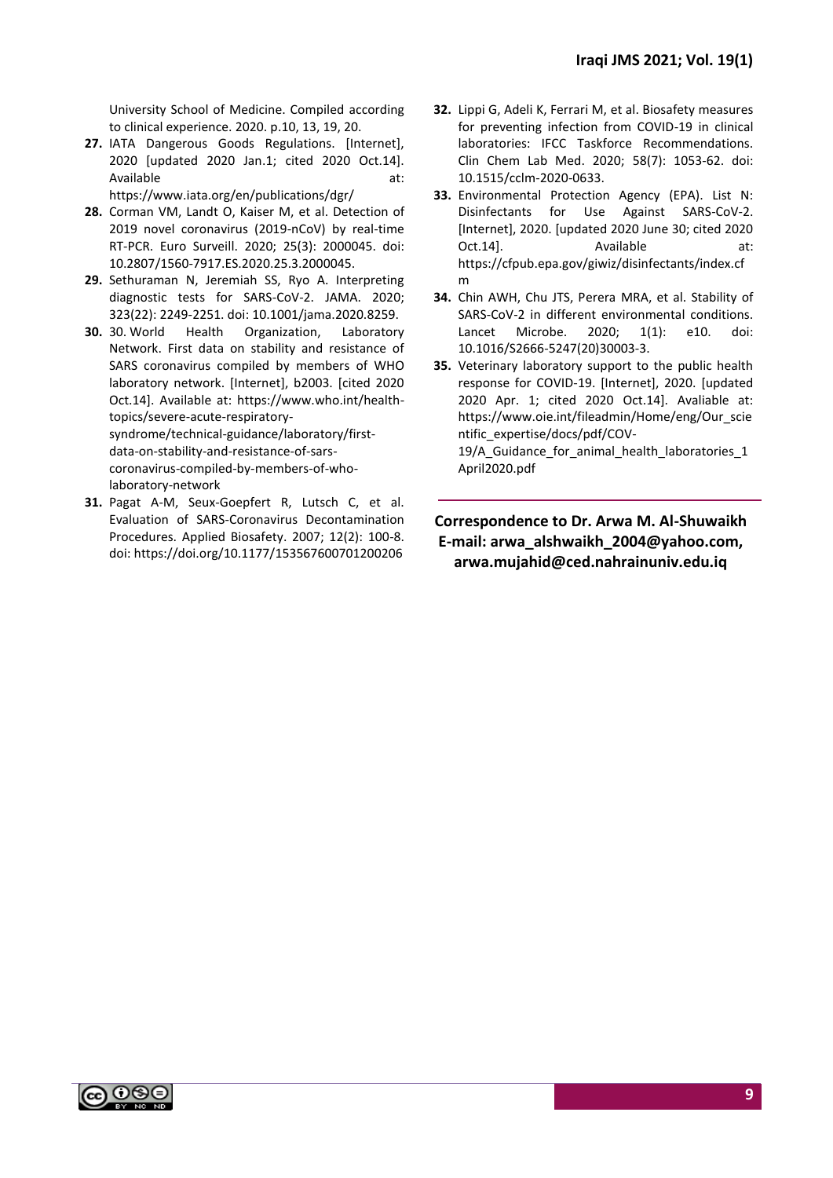University School of Medicine. Compiled according to clinical experience. 2020. p.10, 13, 19, 20.

27. IATA Dangerous Goods Regulations. [Internet], 2020 [updated 2020 Jan.1; cited 2020 Oct.14]. Available at: https://www.iata.org/en/publications/dgr/

28. Corman VM, Landt O, Kaiser M, et al. Detection of 2019 novel coronavirus (2019-nCoV) by real-time RT-PCR. Euro Surveill. 2020; 25(3): 2000045. doi: 10.2807/1560-7917.ES.2020.25.3.2000045.

29. Sethuraman N, Jeremiah SS, Ryo A. Interpreting diagnostic tests for SARS-CoV-2. JAMA. 2020; 323(22): 2249-2251. doi: 10.1001/jama.2020.8259.

30. 30. World Health Organization, Laboratory Network. First data on stability and resistance of SARS coronavirus compiled by members of WHO laboratory network. [Internet], b2003. [cited 2020 Oct.14]. Available at: https://www.who.int/health-topics/severe-acute-respiratory-syndrome/technical-guidance/laboratory/first-data-on-stability-and-resistance-of-sars-coronavirus-compiled-by-members-of-who-laboratory-network

31. Pagat A-M, Seux-Goepfert R, Lutsch C, et al. Evaluation of SARS-Coronavirus Decontamination Procedures. Applied Biosafety. 2007; 12(2): 100-8. doi: https://doi.org/10.1177/153567600701200206

32. Lippi G, Adeli K, Ferrari M, et al. Biosafety measures for preventing infection from COVID-19 in clinical laboratories: IFCC Taskforce Recommendations. Clin Chem Lab Med. 2020; 58(7): 1053-62. doi: 10.1515/cclm-2020-0633.

33. Environmental Protection Agency (EPA). List N: Disinfectants for Use Against SARS-CoV-2. [Internet], 2020. [updated 2020 June 30; cited 2020 Oct.14]. Available at: https://cfpub.epa.gov/giwiz/disinfectants/index.cfm

34. Chin AWH, Chu JTS, Perera MRA, et al. Stability of SARS-CoV-2 in different environmental conditions. Lancet Microbe. 2020; 1(1): e10. doi: 10.1016/S2666-5247(20)30003-3.

35. Veterinary laboratory support to the public health response for COVID-19. [Internet], 2020. [updated 2020 Apr. 1; cited 2020 Oct.14]. Avaliable at: https://www.oie.int/fileadmin/Home/eng/Our_scientific_expertise/docs/pdf/COV-19/A_Guidance_for_animal_health_laboratories_1April2020.pdf

---

**Correspondence to Dr. Arwa M. Al-Shuwaikh**
**E-mail: arwa_alshwaikh_2004@yahoo.com, arwa.mujahid@ced.nahrainuniv.edu.iq**